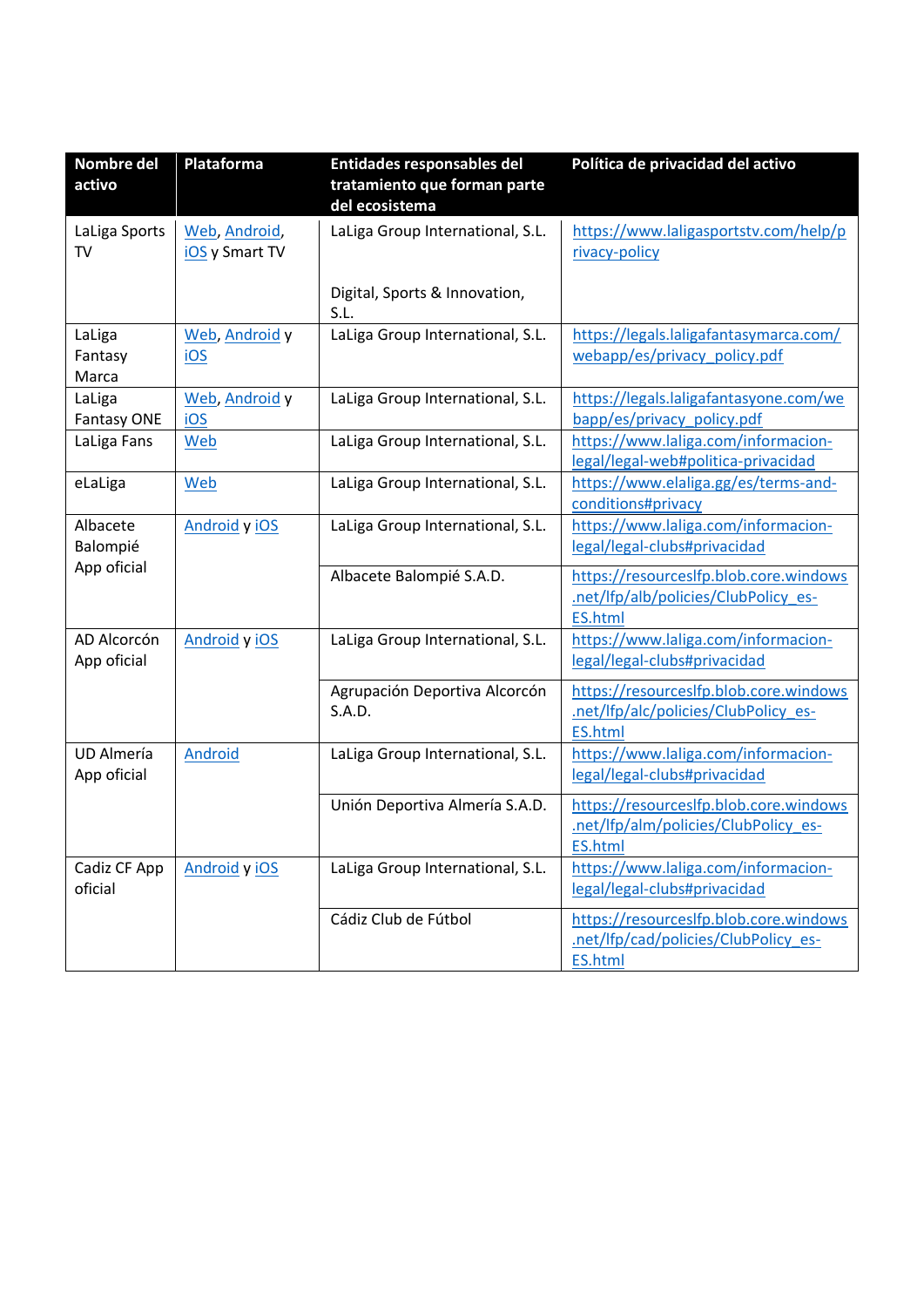| Nombre del activo | Plataforma | Entidades responsables del tratamiento que forman parte del ecosistema | Política de privacidad del activo |
|---|---|---|---|
| LaLiga Sports TV | Web, Android, iOS y Smart TV | LaLiga Group International, S.L. <br><br> Digital, Sports & Innovation, S.L. | https://www.laligasportstv.com/help/privacy-policy |
| LaLiga Fantasy Marca | Web, Android y iOS | LaLiga Group International, S.L. | https://legals.laligafantasymarca.com/webapp/es/privacy_policy.pdf |
| LaLiga Fantasy ONE | Web, Android y iOS | LaLiga Group International, S.L. | https://legals.laligafantasyone.com/webapp/es/privacy_policy.pdf |
| LaLiga Fans | Web | LaLiga Group International, S.L. | https://www.laliga.com/informacion-legal/legal-web#politica-privacidad |
| eLaLiga | Web | LaLiga Group International, S.L. | https://www.elaliga.gg/es/terms-and-conditions#privacy |
| Albacete Balompié App oficial | Android y iOS | LaLiga Group International, S.L. | https://www.laliga.com/informacion-legal/legal-clubs#privacidad |
| | | Albacete Balompié S.A.D. | https://resourceslfp.blob.core.windows.net/lfp/alb/policies/ClubPolicy_es-ES.html |
| AD Alcorcón App oficial | Android y iOS | LaLiga Group International, S.L. | https://www.laliga.com/informacion-legal/legal-clubs#privacidad |
| | | Agrupación Deportiva Alcorcón S.A.D. | https://resourceslfp.blob.core.windows.net/lfp/alc/policies/ClubPolicy_es-ES.html |
| UD Almería App oficial | Android | LaLiga Group International, S.L. | https://www.laliga.com/informacion-legal/legal-clubs#privacidad |
| | | Unión Deportiva Almería S.A.D. | https://resourceslfp.blob.core.windows.net/lfp/alm/policies/ClubPolicy_es-ES.html |
| Cadiz CF App oficial | Android y iOS | LaLiga Group International, S.L. | https://www.laliga.com/informacion-legal/legal-clubs#privacidad |
| | | Cádiz Club de Fútbol | https://resourceslfp.blob.core.windows.net/lfp/cad/policies/ClubPolicy_es-ES.html |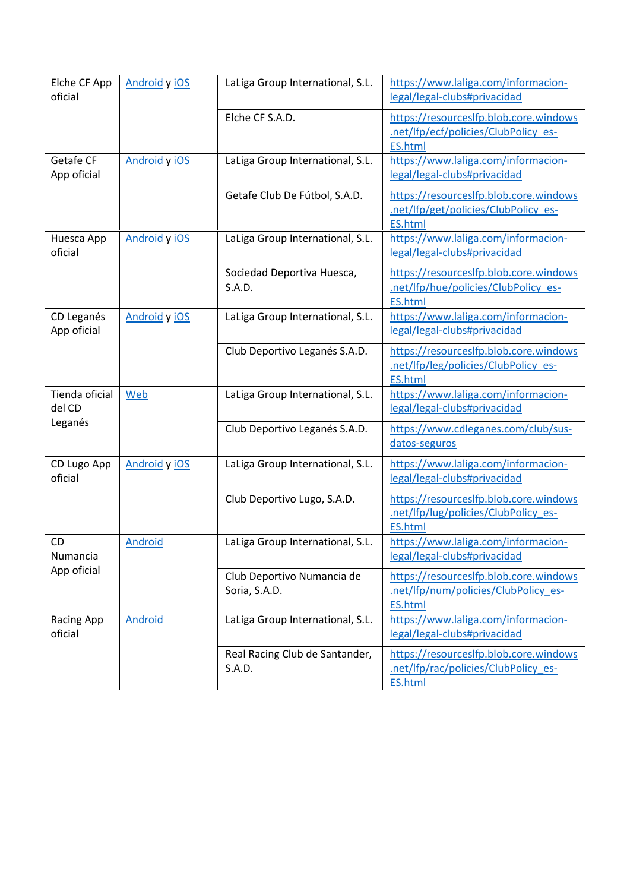| | | | |
|---|---|---|---|
| Elche CF App oficial | Android y iOS | LaLiga Group International, S.L. | https://www.laliga.com/informacion-legal/legal-clubs#privacidad |
| | | Elche CF S.A.D. | https://resourceslfp.blob.core.windows.net/lfp/ecf/policies/ClubPolicy_es-ES.html |
| Getafe CF App oficial | Android y iOS | LaLiga Group International, S.L. | https://www.laliga.com/informacion-legal/legal-clubs#privacidad |
| | | Getafe Club De Fútbol, S.A.D. | https://resourceslfp.blob.core.windows.net/lfp/get/policies/ClubPolicy_es-ES.html |
| Huesca App oficial | Android y iOS | LaLiga Group International, S.L. | https://www.laliga.com/informacion-legal/legal-clubs#privacidad |
| | | Sociedad Deportiva Huesca, S.A.D. | https://resourceslfp.blob.core.windows.net/lfp/hue/policies/ClubPolicy_es-ES.html |
| CD Leganés App oficial | Android y iOS | LaLiga Group International, S.L. | https://www.laliga.com/informacion-legal/legal-clubs#privacidad |
| | | Club Deportivo Leganés S.A.D. | https://resourceslfp.blob.core.windows.net/lfp/leg/policies/ClubPolicy_es-ES.html |
| Tienda oficial del CD Leganés | Web | LaLiga Group International, S.L. | https://www.laliga.com/informacion-legal/legal-clubs#privacidad |
| | | Club Deportivo Leganés S.A.D. | https://www.cdleganes.com/club/sus-datos-seguros |
| CD Lugo App oficial | Android y iOS | LaLiga Group International, S.L. | https://www.laliga.com/informacion-legal/legal-clubs#privacidad |
| | | Club Deportivo Lugo, S.A.D. | https://resourceslfp.blob.core.windows.net/lfp/lug/policies/ClubPolicy_es-ES.html |
| CD Numancia App oficial | Android | LaLiga Group International, S.L. | https://www.laliga.com/informacion-legal/legal-clubs#privacidad |
| | | Club Deportivo Numancia de Soria, S.A.D. | https://resourceslfp.blob.core.windows.net/lfp/num/policies/ClubPolicy_es-ES.html |
| Racing App oficial | Android | LaLiga Group International, S.L. | https://www.laliga.com/informacion-legal/legal-clubs#privacidad |
| | | Real Racing Club de Santander, S.A.D. | https://resourceslfp.blob.core.windows.net/lfp/rac/policies/ClubPolicy_es-ES.html |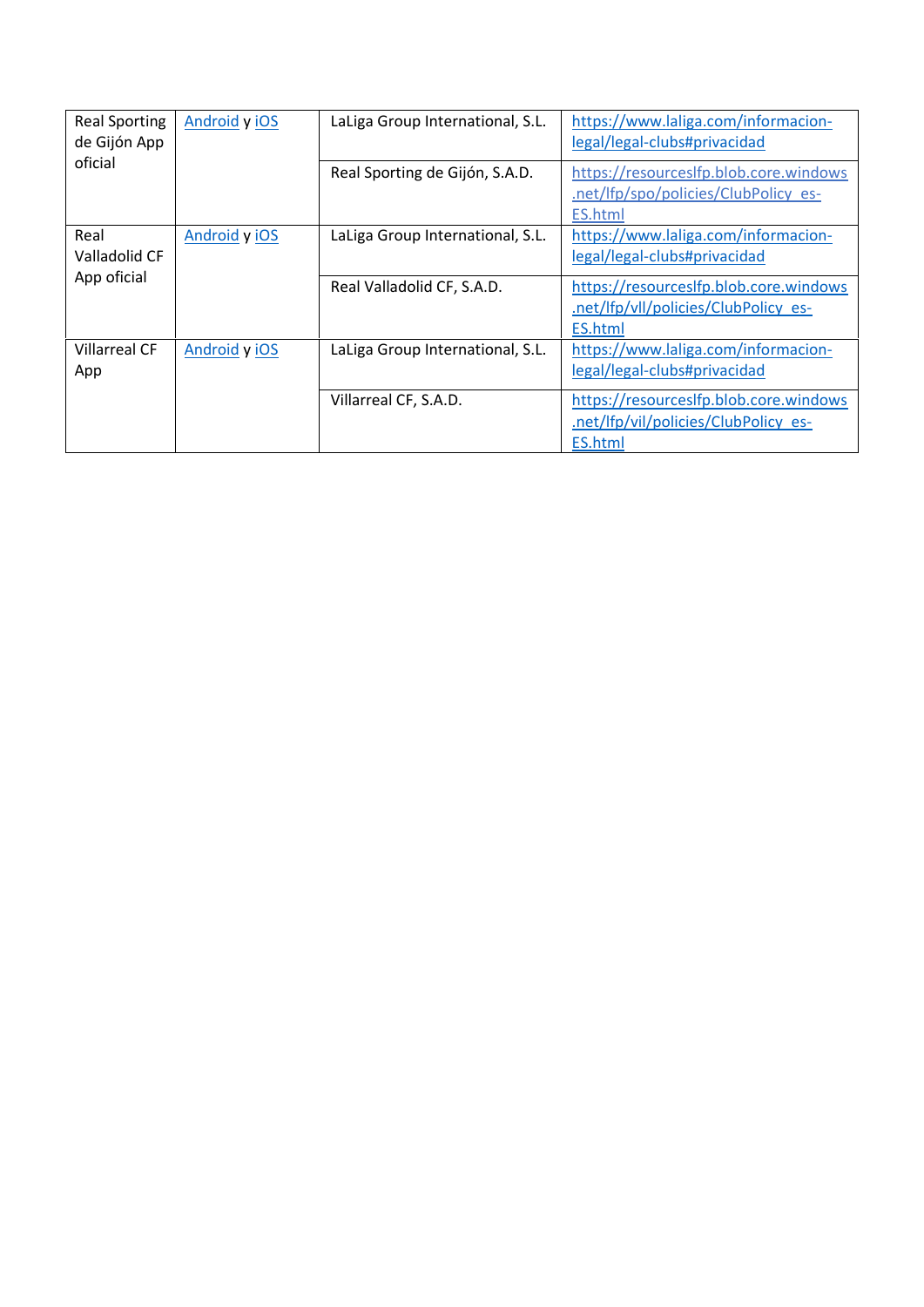| | | | |
|---|---|---|---|
| Real Sporting de Gijón App oficial | Android y iOS | LaLiga Group International, S.L. | https://www.laliga.com/informacion-legal/legal-clubs#privacidad |
| | | Real Sporting de Gijón, S.A.D. | https://resourceslfp.blob.core.windows.net/lfp/spo/policies/ClubPolicy_es-ES.html |
| Real Valladolid CF App oficial | Android y iOS | LaLiga Group International, S.L. | https://www.laliga.com/informacion-legal/legal-clubs#privacidad |
| | | Real Valladolid CF, S.A.D. | https://resourceslfp.blob.core.windows.net/lfp/vll/policies/ClubPolicy_es-ES.html |
| Villarreal CF App | Android y iOS | LaLiga Group International, S.L. | https://www.laliga.com/informacion-legal/legal-clubs#privacidad |
| | | Villarreal CF, S.A.D. | https://resourceslfp.blob.core.windows.net/lfp/vil/policies/ClubPolicy_es-ES.html |